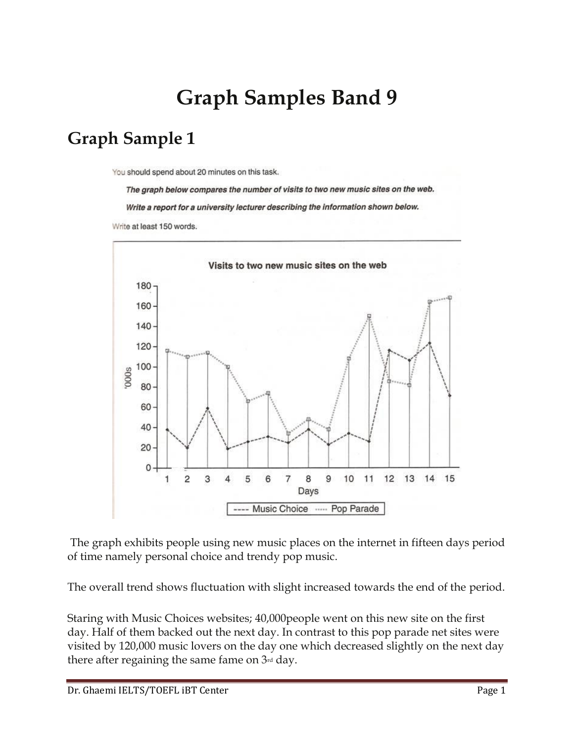# Graph Samples Band 9

## Graph Sample 1

You should spend about 20 minutes on this task.

***The graph below compares the number of visits to two new music sites on the web.***

***Write a report for a university lecturer describing the information shown below.***

Write at least 150 words.

Visits to two new music sites on the web

The graph exhibits people using new music places on the internet in fifteen days period of time namely personal choice and trendy pop music.

The overall trend shows fluctuation with slight increased towards the end of the period.

Staring with Music Choices websites; 40,000people went on this new site on the first day. Half of them backed out the next day. In contrast to this pop parade net sites were visited by 120,000 music lovers on the day one which decreased slightly on the next day there after regaining the same fame on 3rd day.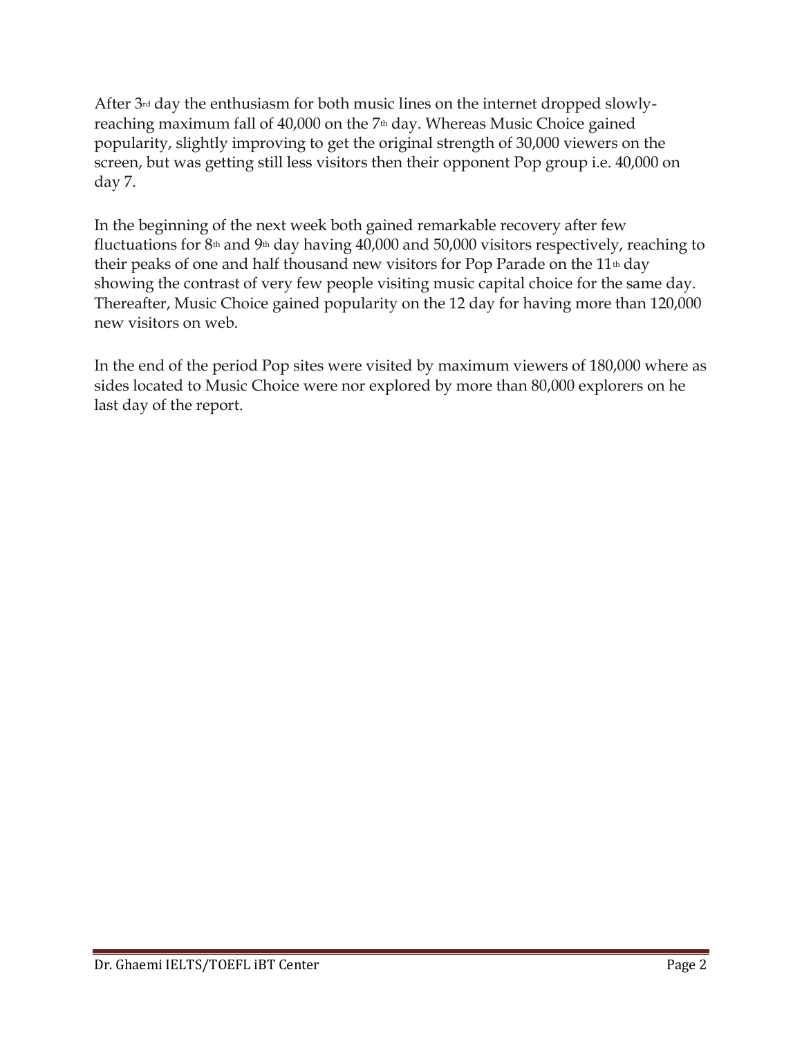After 3rd day the enthusiasm for both music lines on the internet dropped slowly- reaching maximum fall of 40,000 on the 7th day. Whereas Music Choice gained popularity, slightly improving to get the original strength of 30,000 viewers on the screen, but was getting still less visitors then their opponent Pop group i.e. 40,000 on day 7.

In the beginning of the next week both gained remarkable recovery after few fluctuations for 8th and 9th day having 40,000 and 50,000 visitors respectively, reaching to their peaks of one and half thousand new visitors for Pop Parade on the 11th day showing the contrast of very few people visiting music capital choice for the same day. Thereafter, Music Choice gained popularity on the 12 day for having more than 120,000 new visitors on web.

In the end of the period Pop sites were visited by maximum viewers of 180,000 where as sides located to Music Choice were nor explored by more than 80,000 explorers on he last day of the report.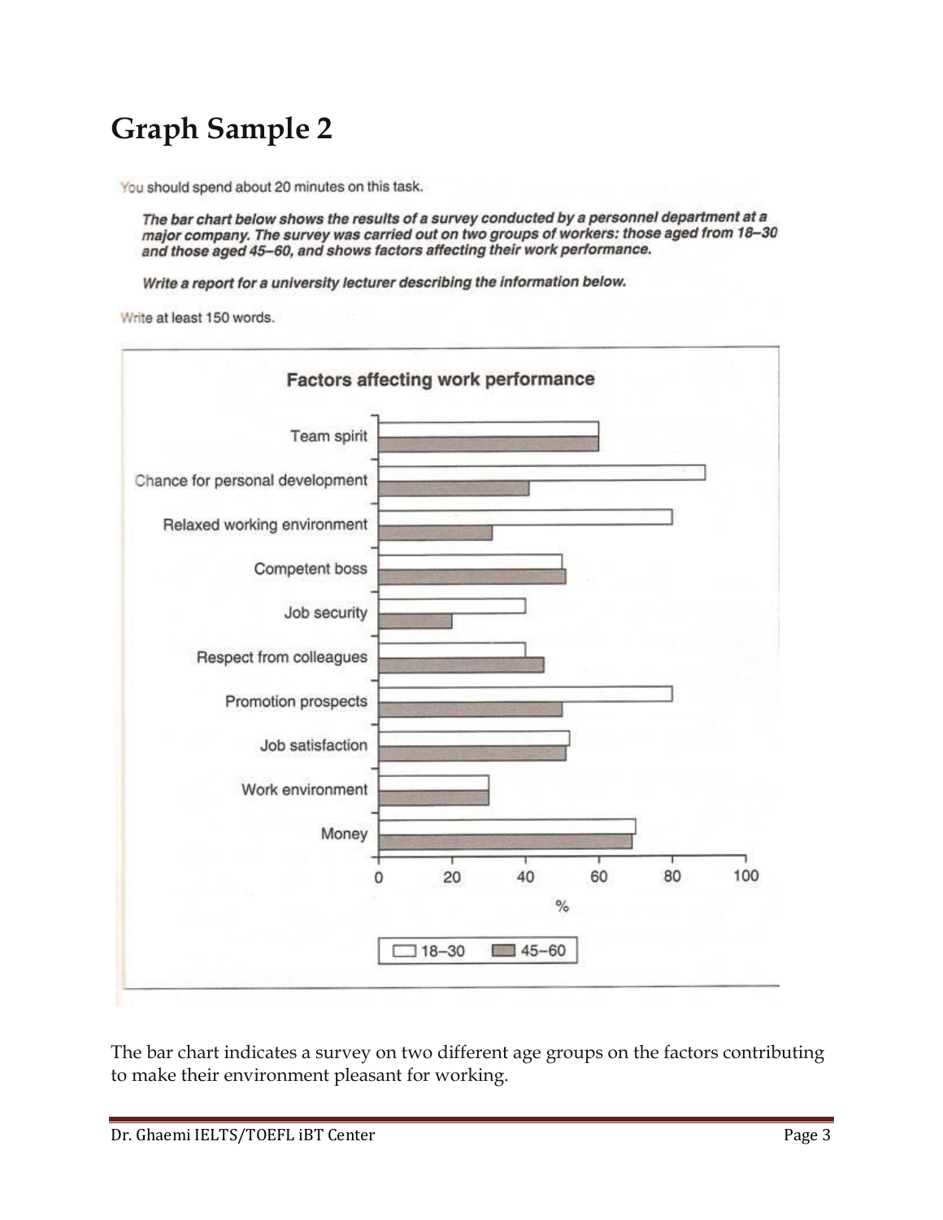# Graph Sample 2

You should spend about 20 minutes on this task.

***The bar chart below shows the results of a survey conducted by a personnel department at a major company. The survey was carried out on two groups of workers: those aged from 18–30 and those aged 45–60, and shows factors affecting their work performance.***

***Write a report for a university lecturer describing the information below.***

Write at least 150 words.

**Factors affecting work performance**

Team spirit

Chance for personal development

Relaxed working environment

Competent boss

Job security

Respect from colleagues

Promotion prospects

Job satisfaction

Work environment

Money

0 20 40 60 80 100

%

18–30 45–60

The bar chart indicates a survey on two different age groups on the factors contributing to make their environment pleasant for working.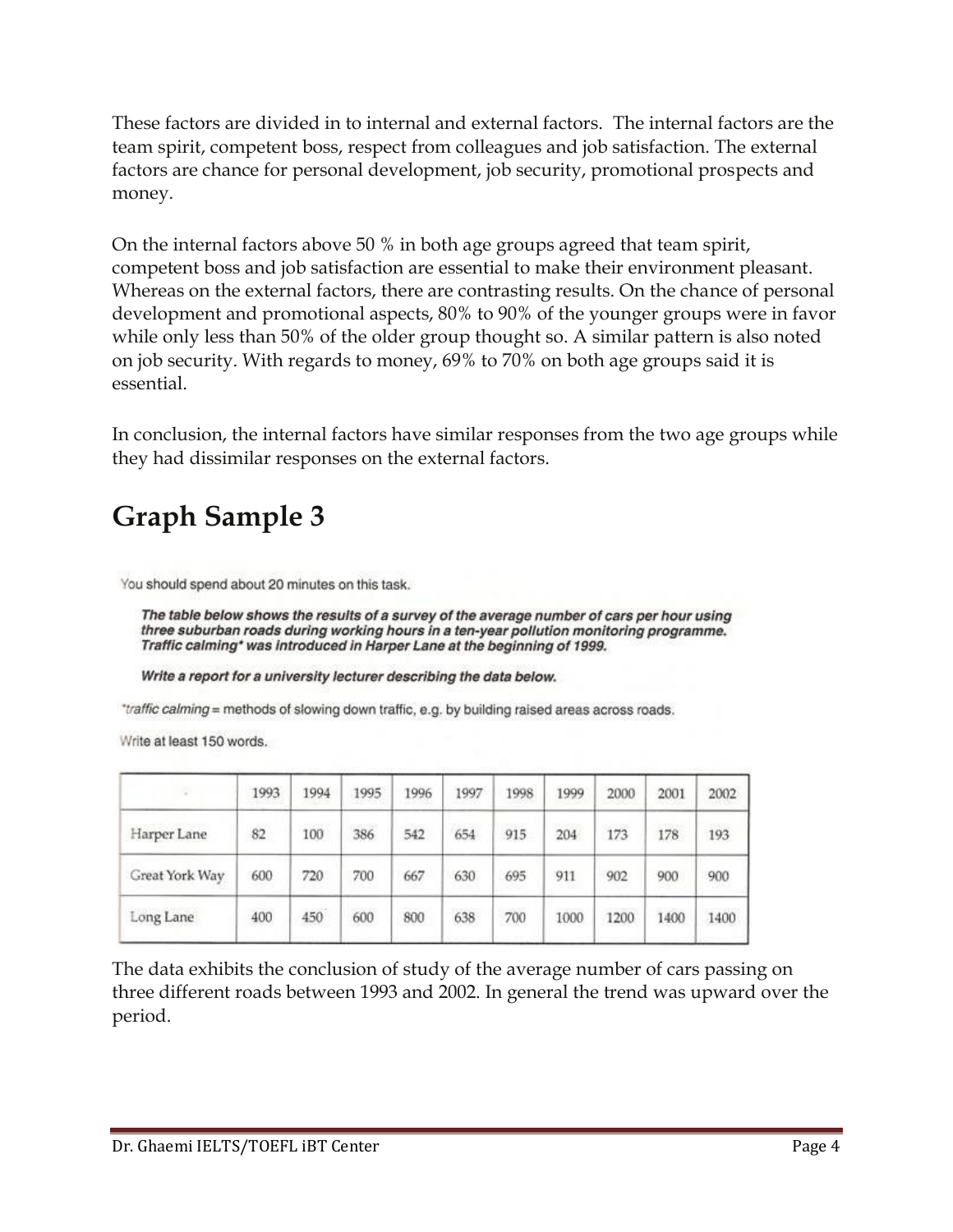These factors are divided in to internal and external factors. The internal factors are the team spirit, competent boss, respect from colleagues and job satisfaction. The external factors are chance for personal development, job security, promotional prospects and money.

On the internal factors above 50 % in both age groups agreed that team spirit, competent boss and job satisfaction are essential to make their environment pleasant. Whereas on the external factors, there are contrasting results. On the chance of personal development and promotional aspects, 80% to 90% of the younger groups were in favor while only less than 50% of the older group thought so. A similar pattern is also noted on job security. With regards to money, 69% to 70% on both age groups said it is essential.

In conclusion, the internal factors have similar responses from the two age groups while they had dissimilar responses on the external factors.

# Graph Sample 3

You should spend about 20 minutes on this task.

***The table below shows the results of a survey of the average number of cars per hour using three suburban roads during working hours in a ten-year pollution monitoring programme. Traffic calming\* was introduced in Harper Lane at the beginning of 1999.***

***Write a report for a university lecturer describing the data below.***

*\*traffic calming* = methods of slowing down traffic, e.g. by building raised areas across roads.

Write at least 150 words.

| | 1993 | 1994 | 1995 | 1996 | 1997 | 1998 | 1999 | 2000 | 2001 | 2002 |
|---|---|---|---|---|---|---|---|---|---|---|
| Harper Lane | 82 | 100 | 386 | 542 | 654 | 915 | 204 | 173 | 178 | 193 |
| Great York Way | 600 | 720 | 700 | 667 | 630 | 695 | 911 | 902 | 900 | 900 |
| Long Lane | 400 | 450 | 600 | 800 | 638 | 700 | 1000 | 1200 | 1400 | 1400 |

The data exhibits the conclusion of study of the average number of cars passing on three different roads between 1993 and 2002. In general the trend was upward over the period.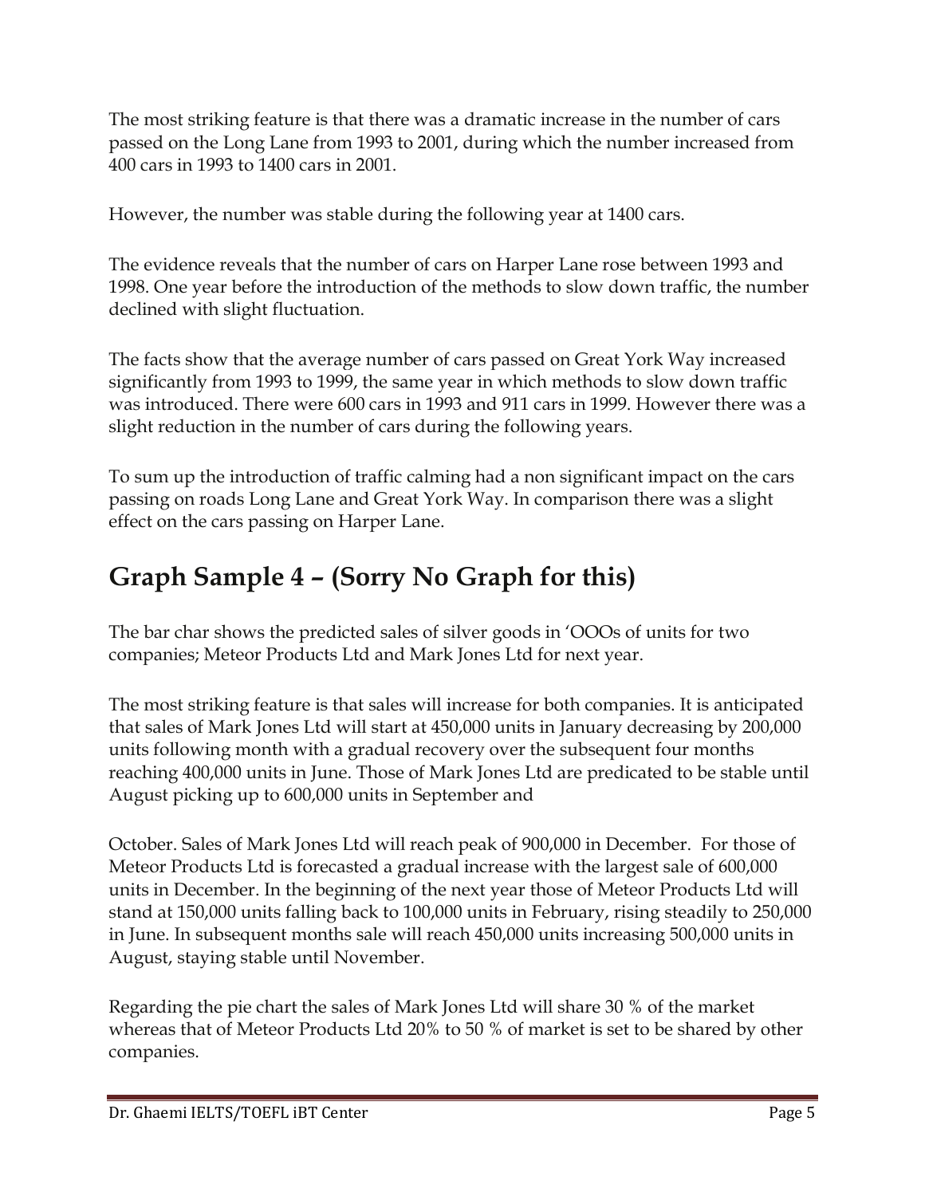The most striking feature is that there was a dramatic increase in the number of cars passed on the Long Lane from 1993 to 2001, during which the number increased from 400 cars in 1993 to 1400 cars in 2001.

However, the number was stable during the following year at 1400 cars.

The evidence reveals that the number of cars on Harper Lane rose between 1993 and 1998. One year before the introduction of the methods to slow down traffic, the number declined with slight fluctuation.

The facts show that the average number of cars passed on Great York Way increased significantly from 1993 to 1999, the same year in which methods to slow down traffic was introduced. There were 600 cars in 1993 and 911 cars in 1999. However there was a slight reduction in the number of cars during the following years.

To sum up the introduction of traffic calming had a non significant impact on the cars passing on roads Long Lane and Great York Way. In comparison there was a slight effect on the cars passing on Harper Lane.

## Graph Sample 4 – (Sorry No Graph for this)

The bar char shows the predicted sales of silver goods in 'OOOs of units for two companies; Meteor Products Ltd and Mark Jones Ltd for next year.

The most striking feature is that sales will increase for both companies. It is anticipated that sales of Mark Jones Ltd will start at 450,000 units in January decreasing by 200,000 units following month with a gradual recovery over the subsequent four months reaching 400,000 units in June. Those of Mark Jones Ltd are predicated to be stable until August picking up to 600,000 units in September and

October. Sales of Mark Jones Ltd will reach peak of 900,000 in December. For those of Meteor Products Ltd is forecasted a gradual increase with the largest sale of 600,000 units in December. In the beginning of the next year those of Meteor Products Ltd will stand at 150,000 units falling back to 100,000 units in February, rising steadily to 250,000 in June. In subsequent months sale will reach 450,000 units increasing 500,000 units in August, staying stable until November.

Regarding the pie chart the sales of Mark Jones Ltd will share 30 % of the market whereas that of Meteor Products Ltd 20% to 50 % of market is set to be shared by other companies.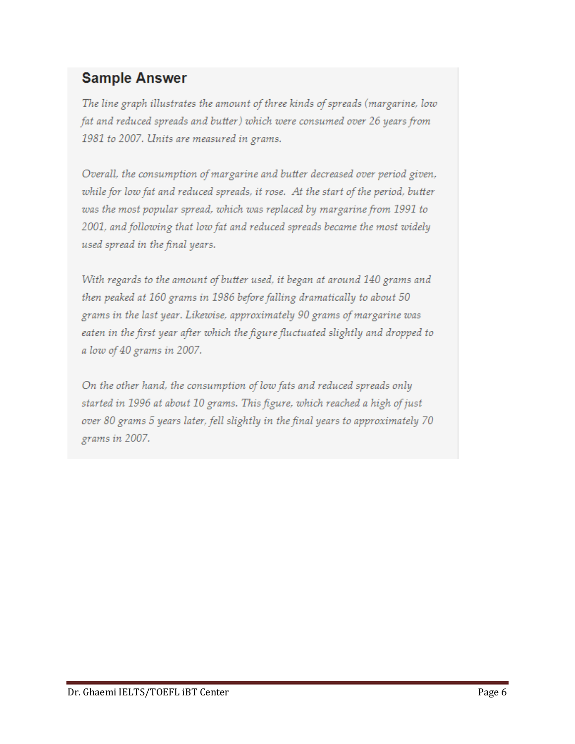## Sample Answer

*The line graph illustrates the amount of three kinds of spreads (margarine, low fat and reduced spreads and butter) which were consumed over 26 years from 1981 to 2007. Units are measured in grams.*

*Overall, the consumption of margarine and butter decreased over period given, while for low fat and reduced spreads, it rose. At the start of the period, butter was the most popular spread, which was replaced by margarine from 1991 to 2001, and following that low fat and reduced spreads became the most widely used spread in the final years.*

*With regards to the amount of butter used, it began at around 140 grams and then peaked at 160 grams in 1986 before falling dramatically to about 50 grams in the last year. Likewise, approximately 90 grams of margarine was eaten in the first year after which the figure fluctuated slightly and dropped to a low of 40 grams in 2007.*

*On the other hand, the consumption of low fats and reduced spreads only started in 1996 at about 10 grams. This figure, which reached a high of just over 80 grams 5 years later, fell slightly in the final years to approximately 70 grams in 2007.*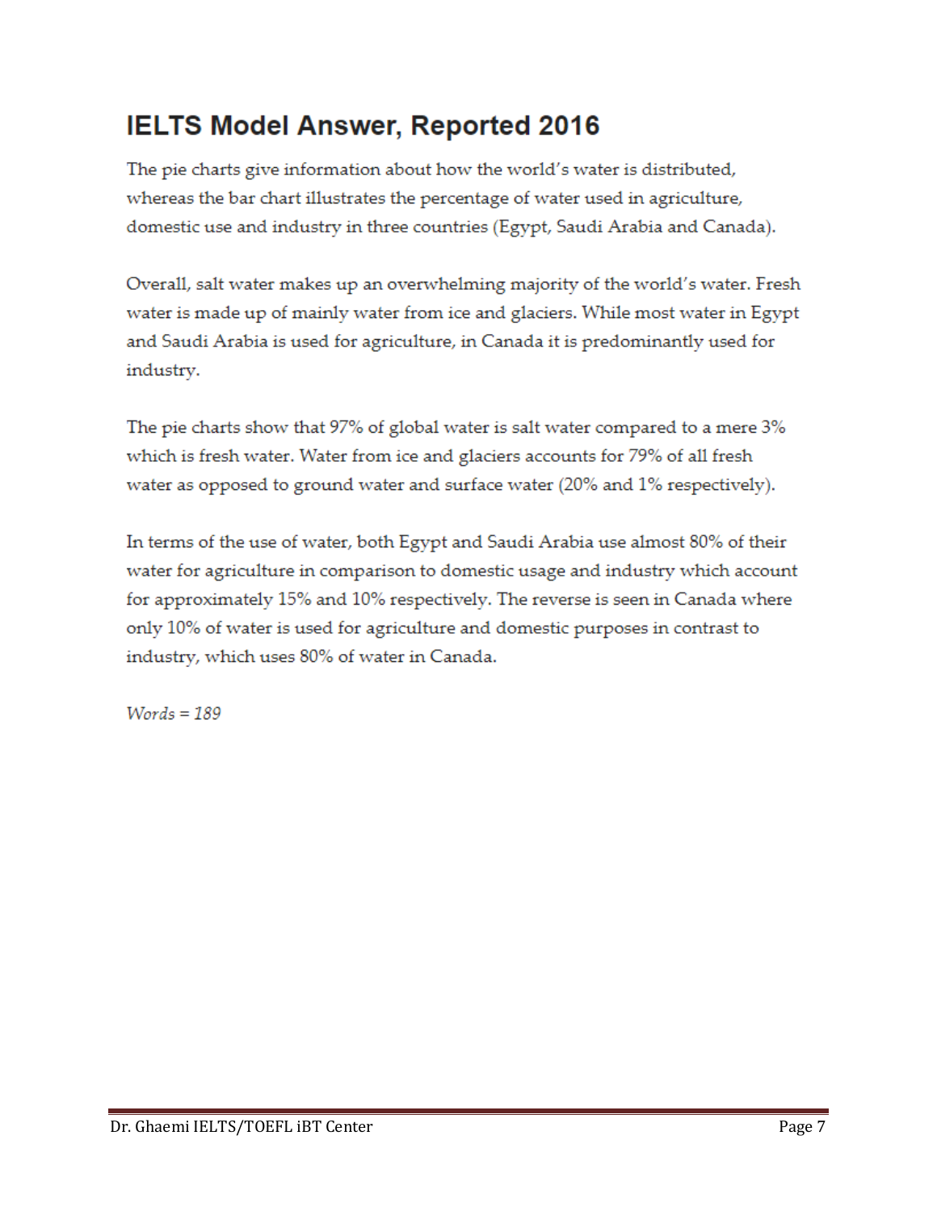# IELTS Model Answer, Reported 2016

The pie charts give information about how the world's water is distributed, whereas the bar chart illustrates the percentage of water used in agriculture, domestic use and industry in three countries (Egypt, Saudi Arabia and Canada).

Overall, salt water makes up an overwhelming majority of the world's water. Fresh water is made up of mainly water from ice and glaciers. While most water in Egypt and Saudi Arabia is used for agriculture, in Canada it is predominantly used for industry.

The pie charts show that 97% of global water is salt water compared to a mere 3% which is fresh water. Water from ice and glaciers accounts for 79% of all fresh water as opposed to ground water and surface water (20% and 1% respectively).

In terms of the use of water, both Egypt and Saudi Arabia use almost 80% of their water for agriculture in comparison to domestic usage and industry which account for approximately 15% and 10% respectively. The reverse is seen in Canada where only 10% of water is used for agriculture and domestic purposes in contrast to industry, which uses 80% of water in Canada.

*Words = 189*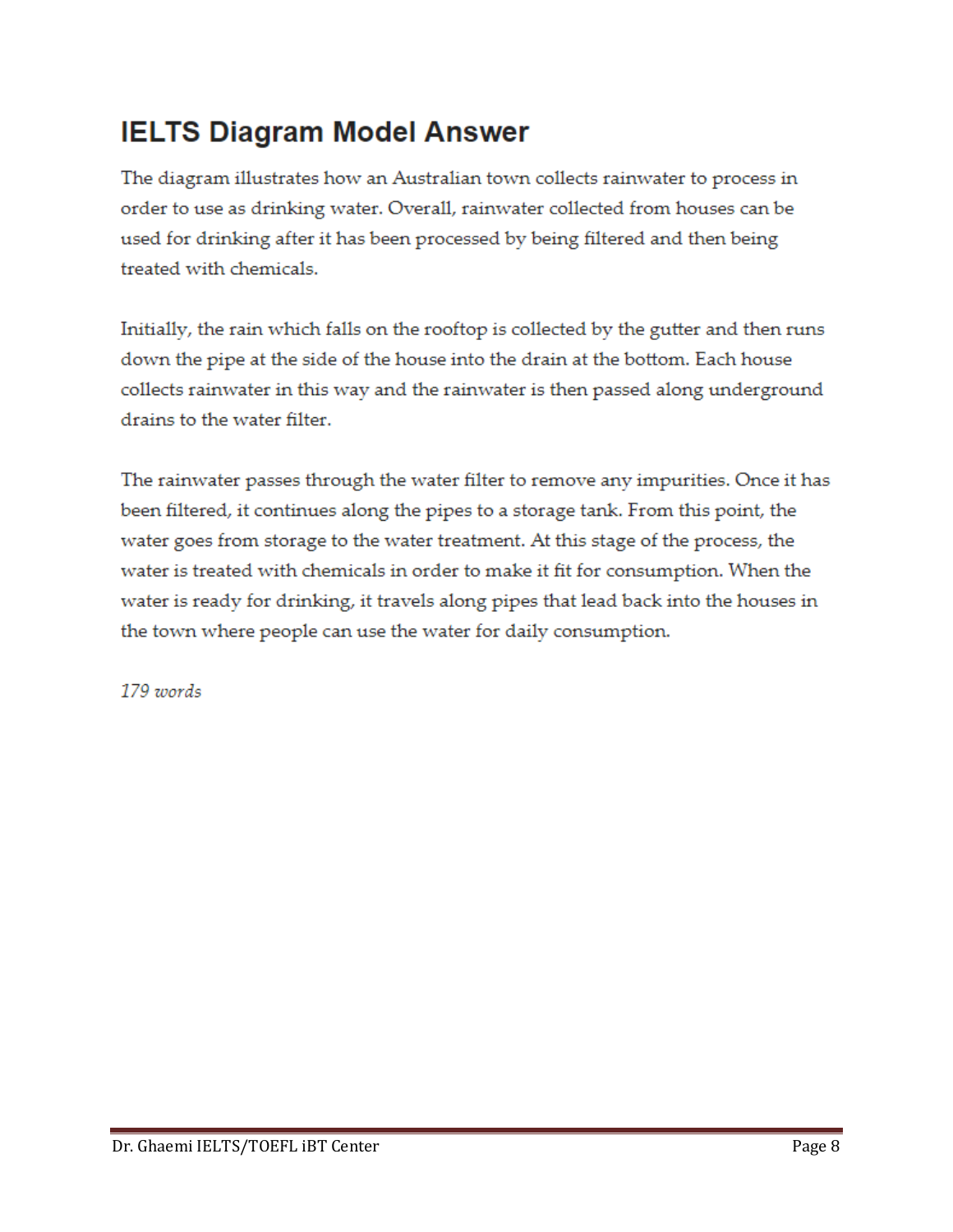# IELTS Diagram Model Answer

The diagram illustrates how an Australian town collects rainwater to process in order to use as drinking water. Overall, rainwater collected from houses can be used for drinking after it has been processed by being filtered and then being treated with chemicals.

Initially, the rain which falls on the rooftop is collected by the gutter and then runs down the pipe at the side of the house into the drain at the bottom. Each house collects rainwater in this way and the rainwater is then passed along underground drains to the water filter.

The rainwater passes through the water filter to remove any impurities. Once it has been filtered, it continues along the pipes to a storage tank. From this point, the water goes from storage to the water treatment. At this stage of the process, the water is treated with chemicals in order to make it fit for consumption. When the water is ready for drinking, it travels along pipes that lead back into the houses in the town where people can use the water for daily consumption.

*179 words*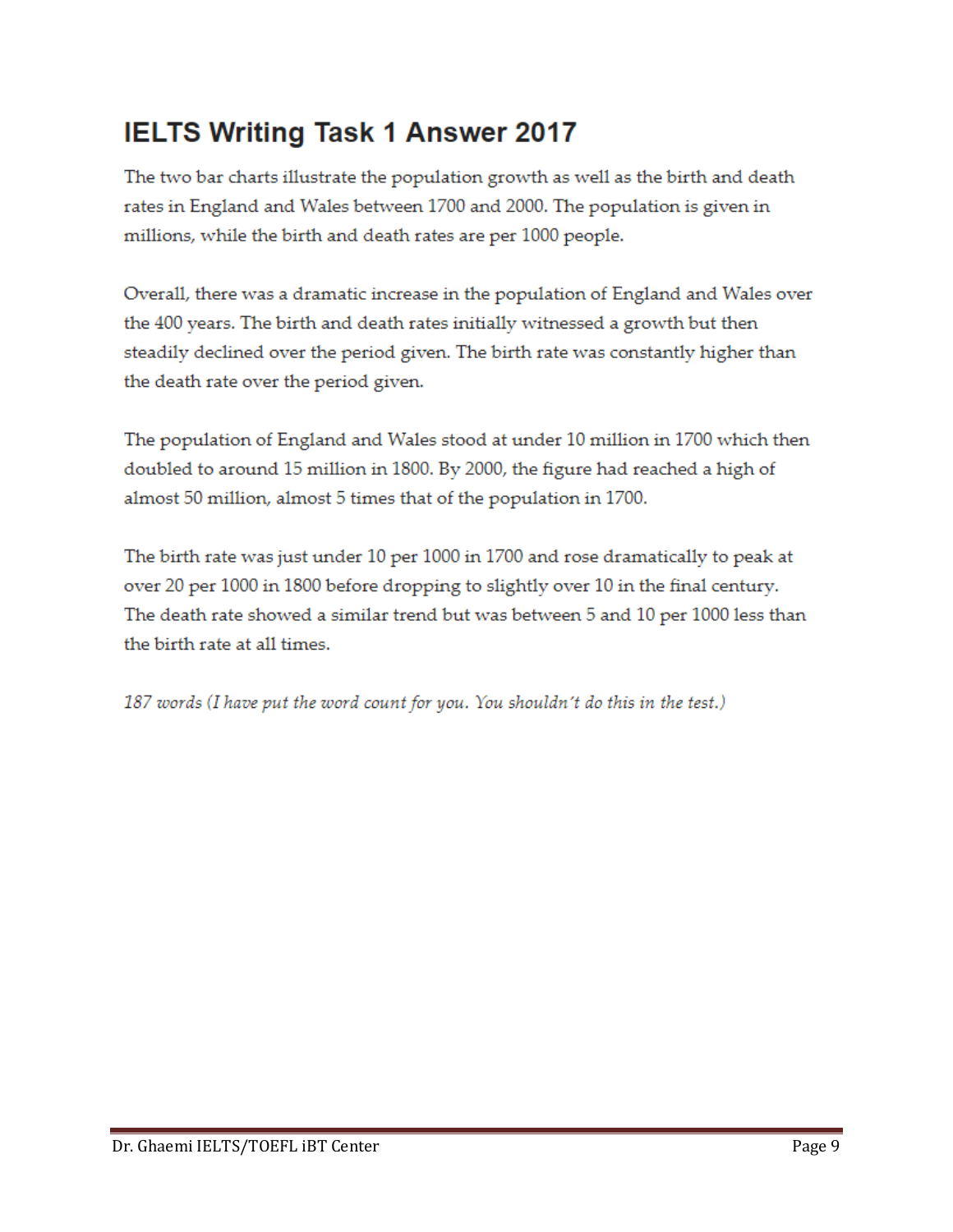# IELTS Writing Task 1 Answer 2017

The two bar charts illustrate the population growth as well as the birth and death rates in England and Wales between 1700 and 2000. The population is given in millions, while the birth and death rates are per 1000 people.

Overall, there was a dramatic increase in the population of England and Wales over the 400 years. The birth and death rates initially witnessed a growth but then steadily declined over the period given. The birth rate was constantly higher than the death rate over the period given.

The population of England and Wales stood at under 10 million in 1700 which then doubled to around 15 million in 1800. By 2000, the figure had reached a high of almost 50 million, almost 5 times that of the population in 1700.

The birth rate was just under 10 per 1000 in 1700 and rose dramatically to peak at over 20 per 1000 in 1800 before dropping to slightly over 10 in the final century. The death rate showed a similar trend but was between 5 and 10 per 1000 less than the birth rate at all times.

*187 words (I have put the word count for you. You shouldn't do this in the test.)*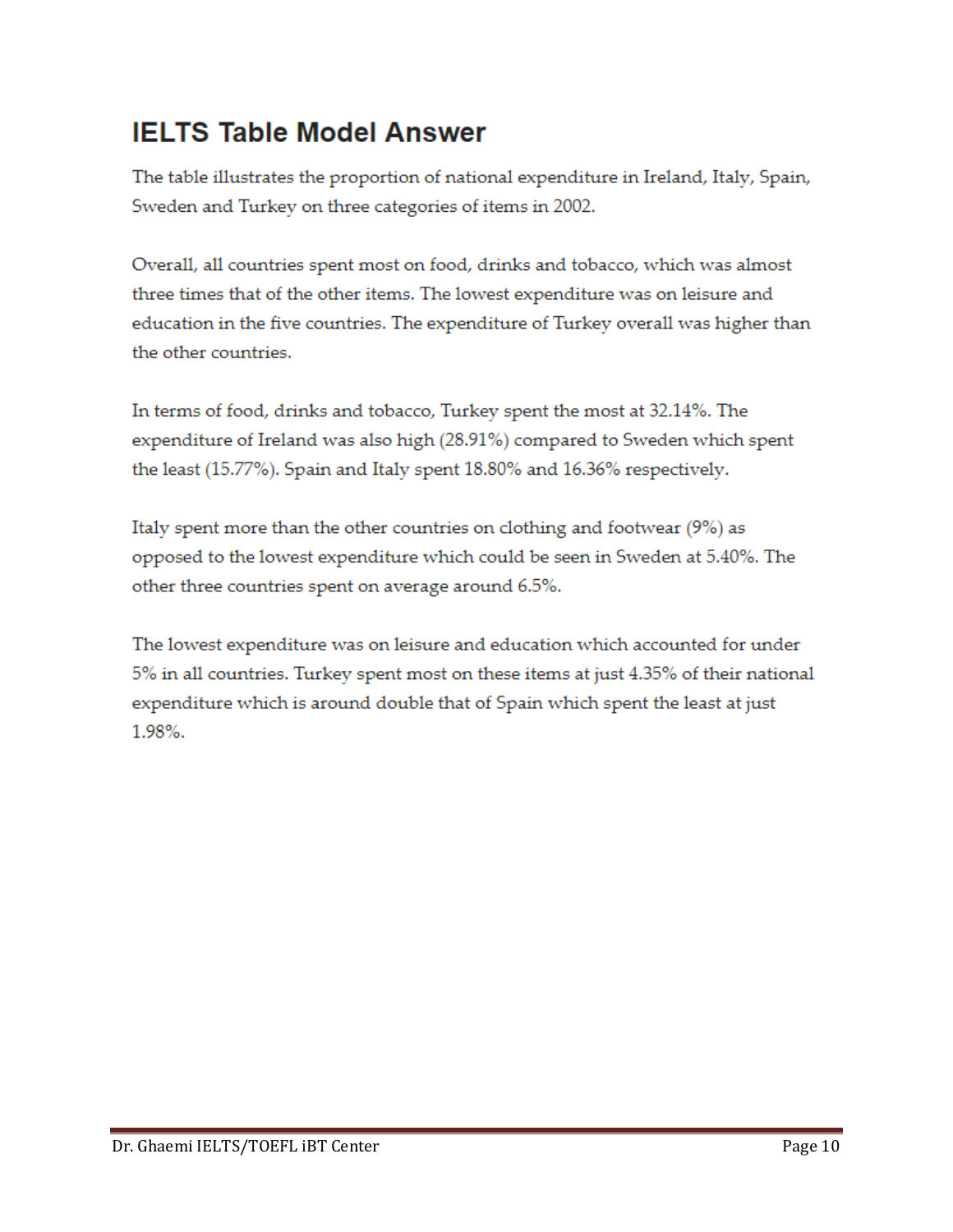# IELTS Table Model Answer

The table illustrates the proportion of national expenditure in Ireland, Italy, Spain, Sweden and Turkey on three categories of items in 2002.

Overall, all countries spent most on food, drinks and tobacco, which was almost three times that of the other items. The lowest expenditure was on leisure and education in the five countries. The expenditure of Turkey overall was higher than the other countries.

In terms of food, drinks and tobacco, Turkey spent the most at 32.14%. The expenditure of Ireland was also high (28.91%) compared to Sweden which spent the least (15.77%). Spain and Italy spent 18.80% and 16.36% respectively.

Italy spent more than the other countries on clothing and footwear (9%) as opposed to the lowest expenditure which could be seen in Sweden at 5.40%. The other three countries spent on average around 6.5%.

The lowest expenditure was on leisure and education which accounted for under 5% in all countries. Turkey spent most on these items at just 4.35% of their national expenditure which is around double that of Spain which spent the least at just 1.98%.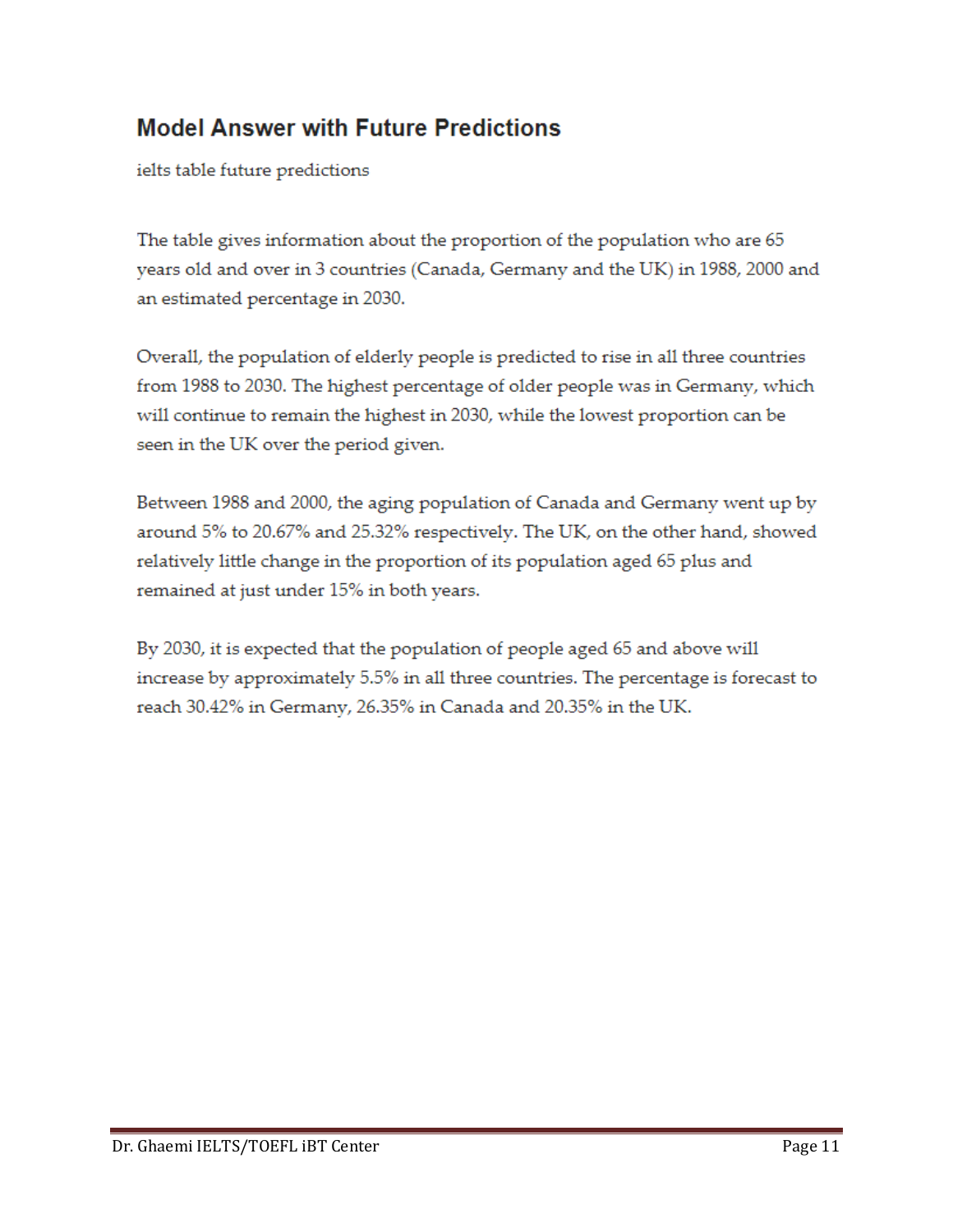## Model Answer with Future Predictions

ielts table future predictions

The table gives information about the proportion of the population who are 65 years old and over in 3 countries (Canada, Germany and the UK) in 1988, 2000 and an estimated percentage in 2030.

Overall, the population of elderly people is predicted to rise in all three countries from 1988 to 2030. The highest percentage of older people was in Germany, which will continue to remain the highest in 2030, while the lowest proportion can be seen in the UK over the period given.

Between 1988 and 2000, the aging population of Canada and Germany went up by around 5% to 20.67% and 25.32% respectively. The UK, on the other hand, showed relatively little change in the proportion of its population aged 65 plus and remained at just under 15% in both years.

By 2030, it is expected that the population of people aged 65 and above will increase by approximately 5.5% in all three countries. The percentage is forecast to reach 30.42% in Germany, 26.35% in Canada and 20.35% in the UK.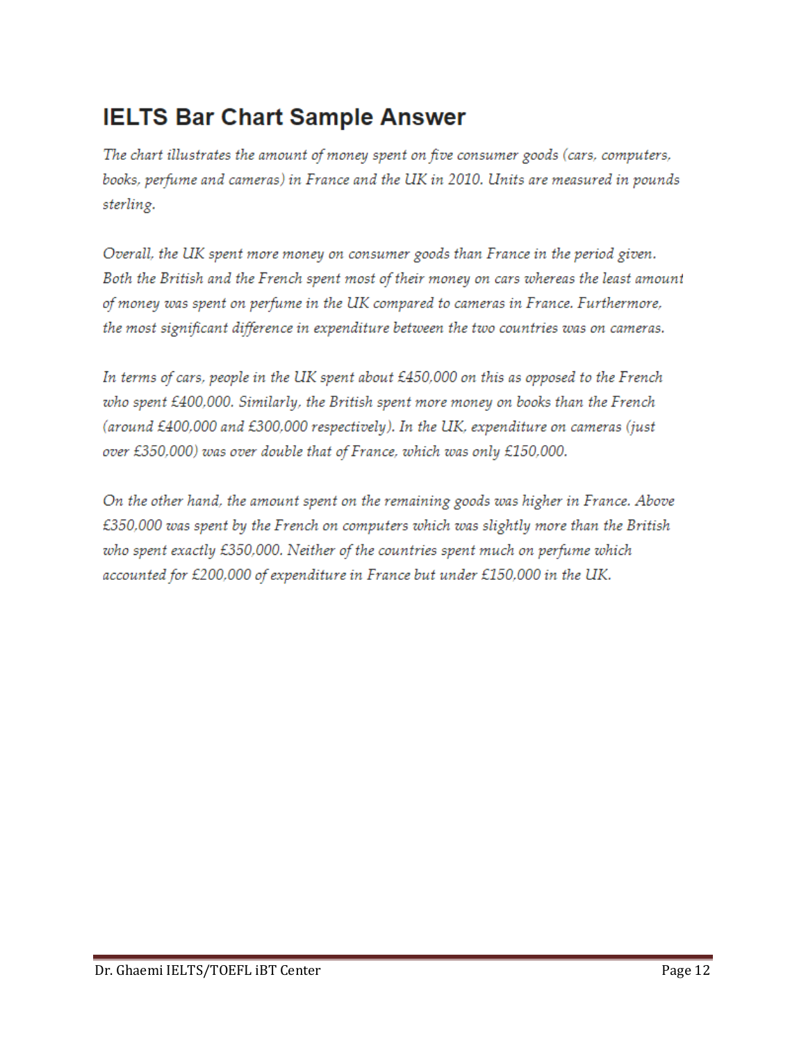## IELTS Bar Chart Sample Answer

*The chart illustrates the amount of money spent on five consumer goods (cars, computers, books, perfume and cameras) in France and the UK in 2010. Units are measured in pounds sterling.*

*Overall, the UK spent more money on consumer goods than France in the period given. Both the British and the French spent most of their money on cars whereas the least amount of money was spent on perfume in the UK compared to cameras in France. Furthermore, the most significant difference in expenditure between the two countries was on cameras.*

*In terms of cars, people in the UK spent about £450,000 on this as opposed to the French who spent £400,000. Similarly, the British spent more money on books than the French (around £400,000 and £300,000 respectively). In the UK, expenditure on cameras (just over £350,000) was over double that of France, which was only £150,000.*

*On the other hand, the amount spent on the remaining goods was higher in France. Above £350,000 was spent by the French on computers which was slightly more than the British who spent exactly £350,000. Neither of the countries spent much on perfume which accounted for £200,000 of expenditure in France but under £150,000 in the UK.*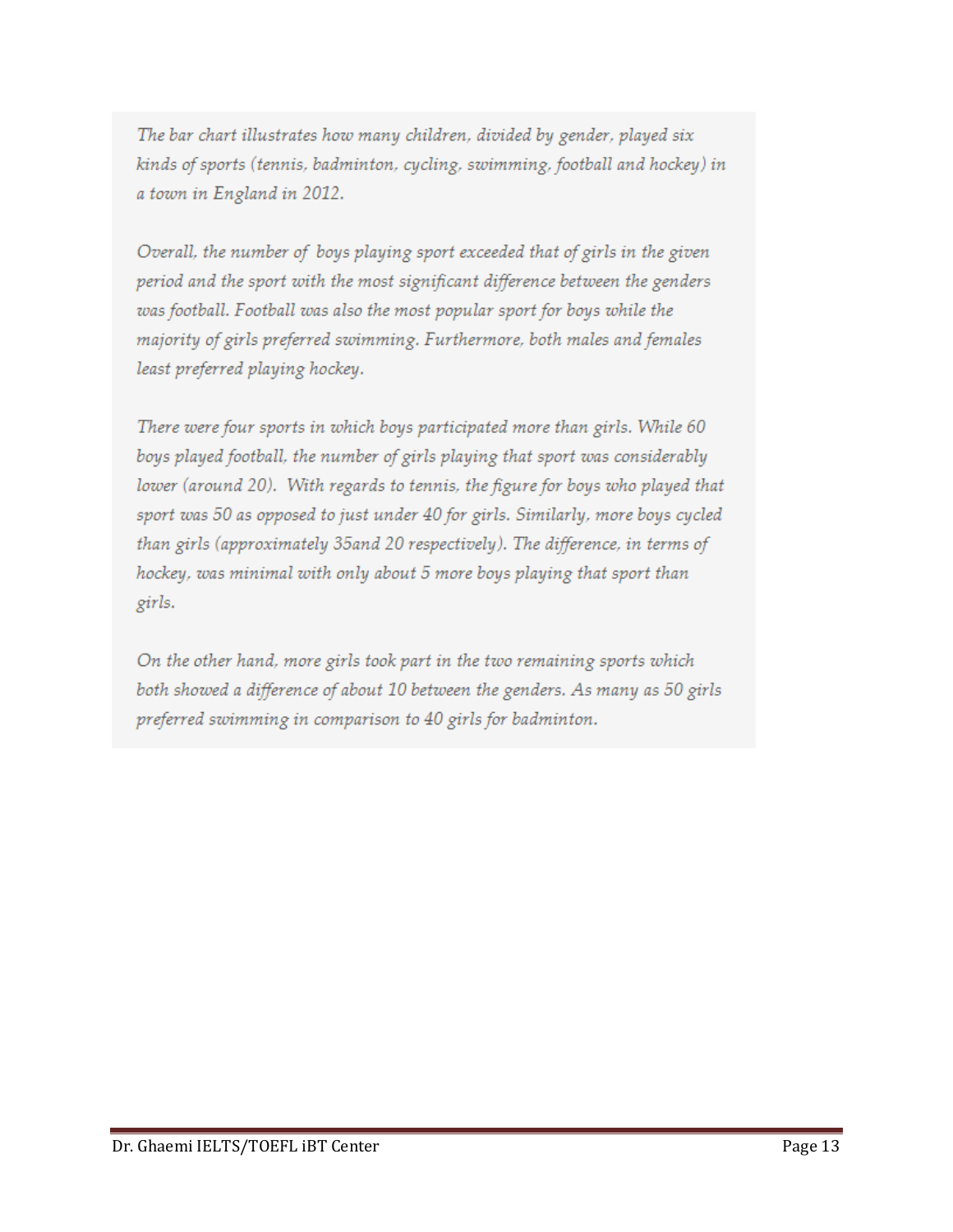*The bar chart illustrates how many children, divided by gender, played six kinds of sports (tennis, badminton, cycling, swimming, football and hockey) in a town in England in 2012.*

*Overall, the number of  boys playing sport exceeded that of girls in the given period and the sport with the most significant difference between the genders was football. Football was also the most popular sport for boys while the majority of girls preferred swimming. Furthermore, both males and females least preferred playing hockey.*

*There were four sports in which boys participated more than girls. While 60 boys played football, the number of girls playing that sport was considerably lower (around 20).  With regards to tennis, the figure for boys who played that sport was 50 as opposed to just under 40 for girls. Similarly, more boys cycled than girls (approximately 35and 20 respectively). The difference, in terms of hockey, was minimal with only about 5 more boys playing that sport than girls.*

*On the other hand, more girls took part in the two remaining sports which both showed a difference of about 10 between the genders. As many as 50 girls preferred swimming in comparison to 40 girls for badminton.*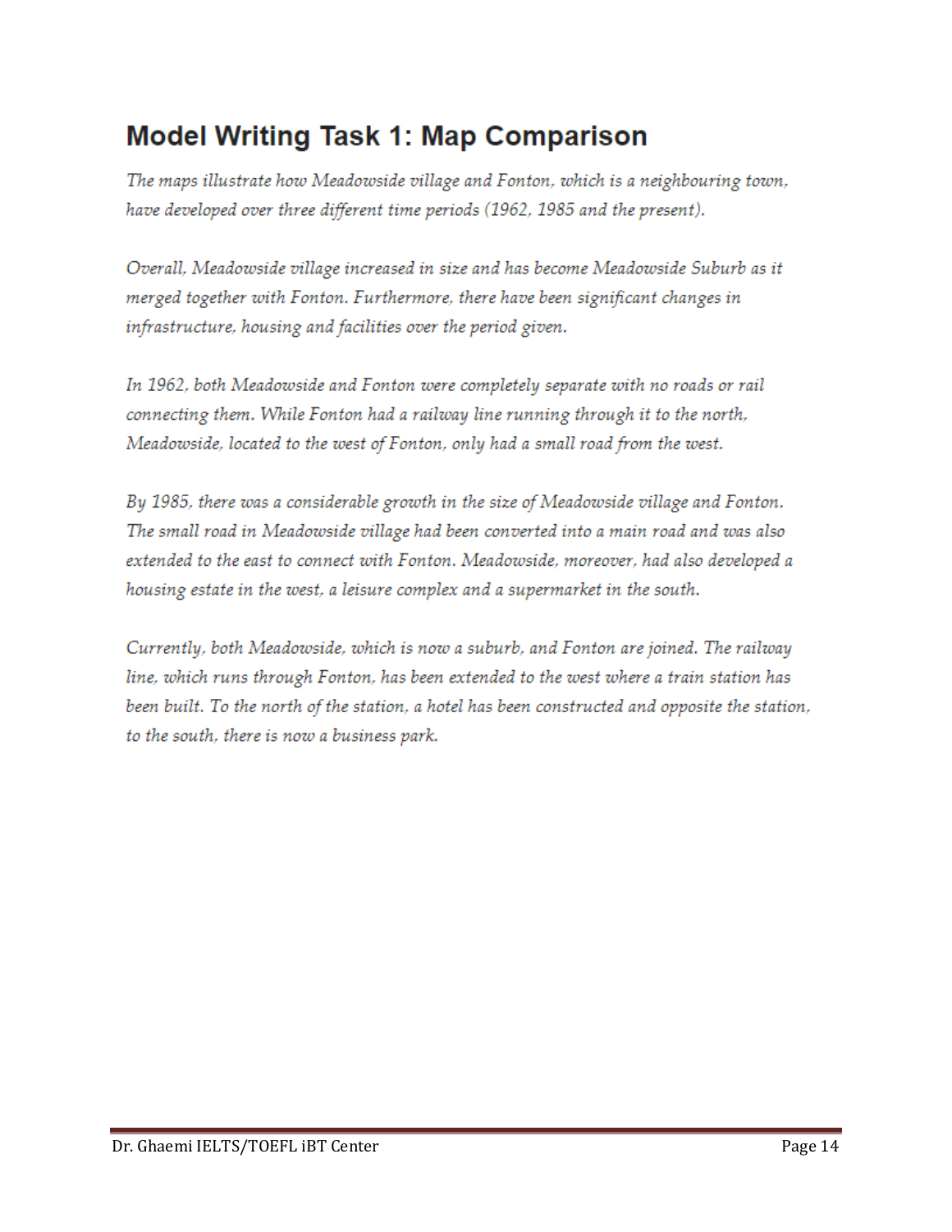## Model Writing Task 1: Map Comparison

*The maps illustrate how Meadowside village and Fonton, which is a neighbouring town, have developed over three different time periods (1962, 1985 and the present).*

*Overall, Meadowside village increased in size and has become Meadowside Suburb as it merged together with Fonton. Furthermore, there have been significant changes in infrastructure, housing and facilities over the period given.*

*In 1962, both Meadowside and Fonton were completely separate with no roads or rail connecting them. While Fonton had a railway line running through it to the north, Meadowside, located to the west of Fonton, only had a small road from the west.*

*By 1985, there was a considerable growth in the size of Meadowside village and Fonton. The small road in Meadowside village had been converted into a main road and was also extended to the east to connect with Fonton. Meadowside, moreover, had also developed a housing estate in the west, a leisure complex and a supermarket in the south.*

*Currently, both Meadowside, which is now a suburb, and Fonton are joined. The railway line, which runs through Fonton, has been extended to the west where a train station has been built. To the north of the station, a hotel has been constructed and opposite the station, to the south, there is now a business park.*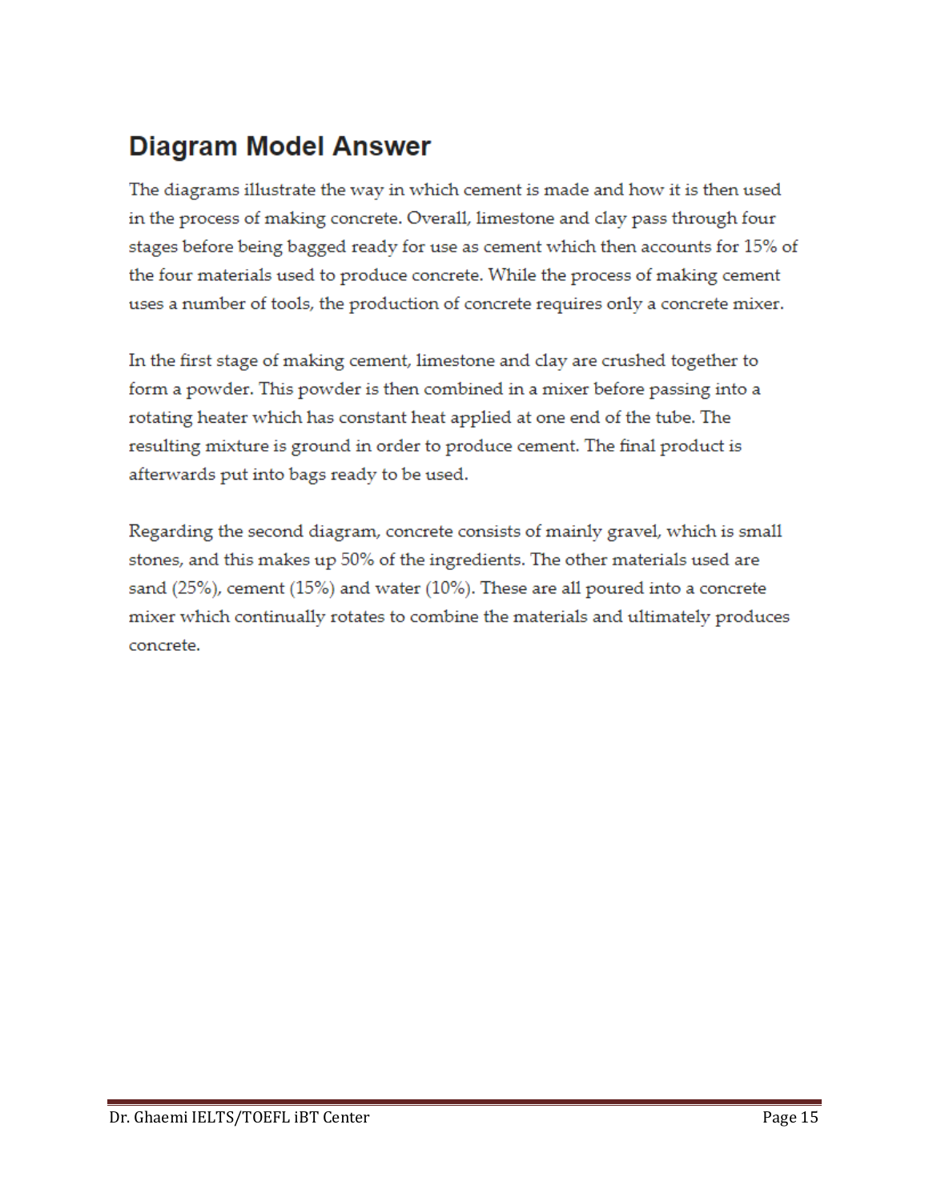## Diagram Model Answer

The diagrams illustrate the way in which cement is made and how it is then used in the process of making concrete. Overall, limestone and clay pass through four stages before being bagged ready for use as cement which then accounts for 15% of the four materials used to produce concrete. While the process of making cement uses a number of tools, the production of concrete requires only a concrete mixer.

In the first stage of making cement, limestone and clay are crushed together to form a powder. This powder is then combined in a mixer before passing into a rotating heater which has constant heat applied at one end of the tube. The resulting mixture is ground in order to produce cement. The final product is afterwards put into bags ready to be used.

Regarding the second diagram, concrete consists of mainly gravel, which is small stones, and this makes up 50% of the ingredients. The other materials used are sand (25%), cement (15%) and water (10%). These are all poured into a concrete mixer which continually rotates to combine the materials and ultimately produces concrete.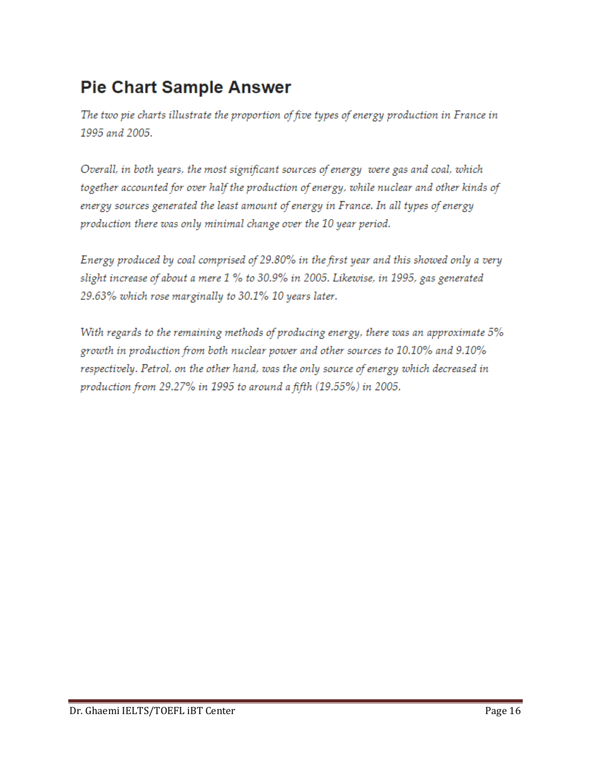## Pie Chart Sample Answer

*The two pie charts illustrate the proportion of five types of energy production in France in 1995 and 2005.*

*Overall, in both years, the most significant sources of energy were gas and coal, which together accounted for over half the production of energy, while nuclear and other kinds of energy sources generated the least amount of energy in France. In all types of energy production there was only minimal change over the 10 year period.*

*Energy produced by coal comprised of 29.80% in the first year and this showed only a very slight increase of about a mere 1 % to 30.9% in 2005. Likewise, in 1995, gas generated 29.63% which rose marginally to 30.1% 10 years later.*

*With regards to the remaining methods of producing energy, there was an approximate 5% growth in production from both nuclear power and other sources to 10.10% and 9.10% respectively. Petrol, on the other hand, was the only source of energy which decreased in production from 29.27% in 1995 to around a fifth (19.55%) in 2005.*